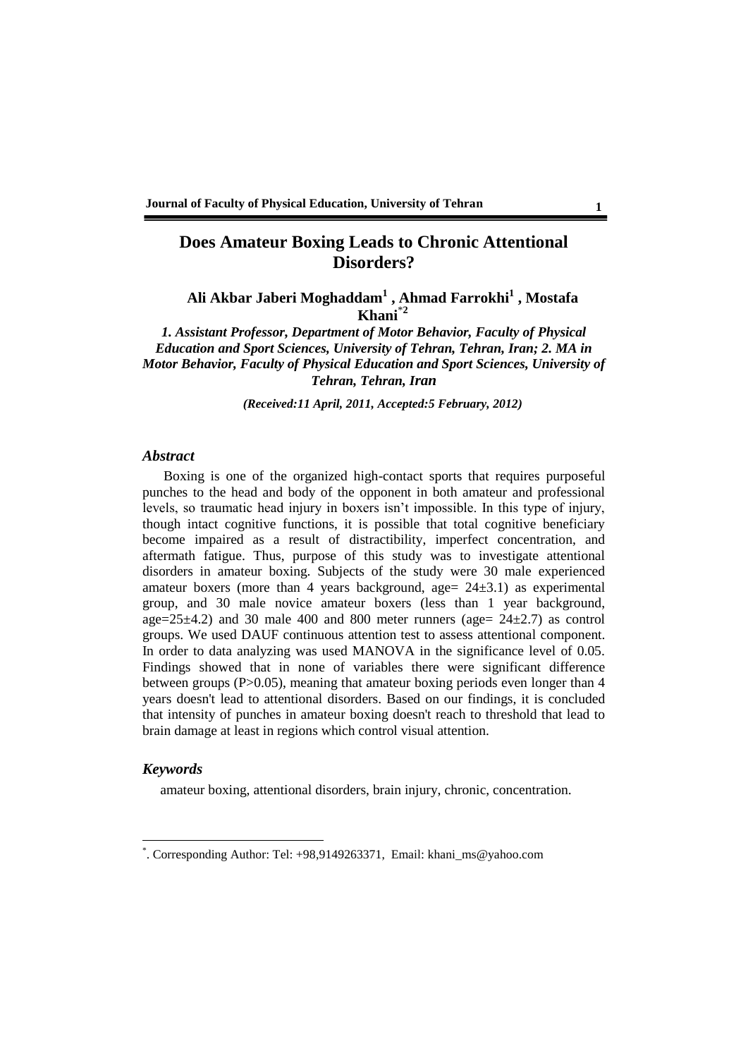# Does Amateur Boxing Leads to Chronic Attentional Disorders?

**Ali Akbar Jaberi Moghaddam[1] , Ahmad Farrokhi[1] , Mostafa Khani[*2]**

*1. Assistant Professor, Department of Motor Behavior, Faculty of Physical Education and Sport Sciences, University of Tehran, Tehran, Iran; 2. MA in Motor Behavior, Faculty of Physical Education and Sport Sciences, University of Tehran, Tehran, Iran*

*(Received:11 April, 2011, Accepted:5 February, 2012)*

## *Abstract*

Boxing is one of the organized high-contact sports that requires purposeful punches to the head and body of the opponent in both amateur and professional levels, so traumatic head injury in boxers isn't impossible. In this type of injury, though intact cognitive functions, it is possible that total cognitive beneficiary become impaired as a result of distractibility, imperfect concentration, and aftermath fatigue. Thus, purpose of this study was to investigate attentional disorders in amateur boxing. Subjects of the study were 30 male experienced amateur boxers (more than 4 years background, age= 24±3.1) as experimental group, and 30 male novice amateur boxers (less than 1 year background, age=25±4.2) and 30 male 400 and 800 meter runners (age= 24±2.7) as control groups. We used DAUF continuous attention test to assess attentional component. In order to data analyzing was used MANOVA in the significance level of 0.05. Findings showed that in none of variables there were significant difference between groups ($P>0.05$), meaning that amateur boxing periods even longer than 4 years doesn't lead to attentional disorders. Based on our findings, it is concluded that intensity of punches in amateur boxing doesn't reach to threshold that lead to brain damage at least in regions which control visual attention.

## *Keywords*

amateur boxing, attentional disorders, brain injury, chronic, concentration.

[*]. Corresponding Author: Tel: +98,9149263371, Email: khani_ms@yahoo.com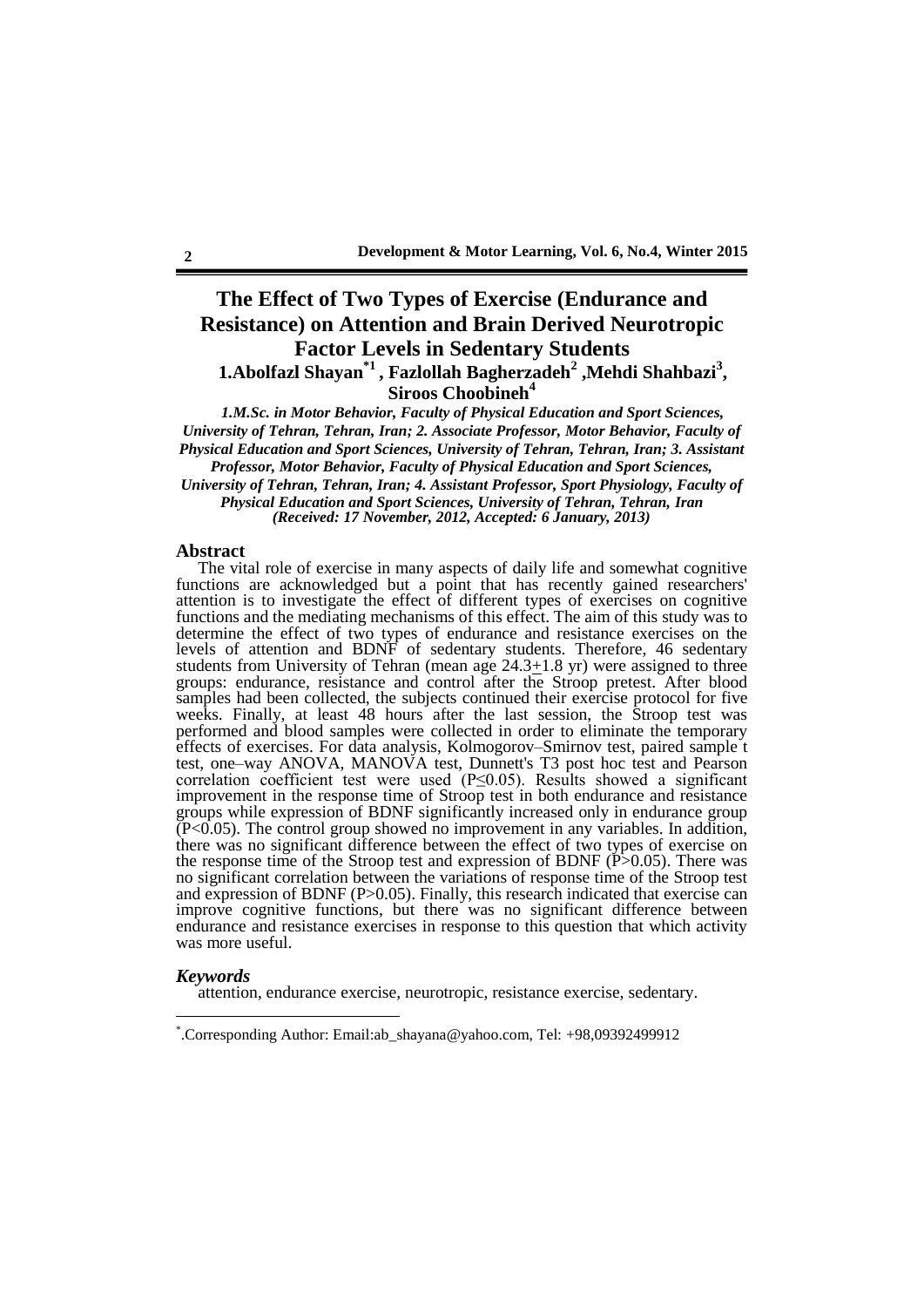# The Effect of Two Types of Exercise (Endurance and Resistance) on Attention and Brain Derived Neurotropic Factor Levels in Sedentary Students

**1.Abolfazl Shayan[*1] , Fazlollah Bagherzadeh[2] ,Mehdi Shahbazi[3], Siroos Choobineh[4]**

*1.M.Sc. in Motor Behavior, Faculty of Physical Education and Sport Sciences, University of Tehran, Tehran, Iran; 2. Associate Professor, Motor Behavior, Faculty of Physical Education and Sport Sciences, University of Tehran, Tehran, Iran; 3. Assistant Professor, Motor Behavior, Faculty of Physical Education and Sport Sciences, University of Tehran, Tehran, Iran; 4. Assistant Professor, Sport Physiology, Faculty of Physical Education and Sport Sciences, University of Tehran, Tehran, Iran*
*(Received: 17 November, 2012, Accepted: 6 January, 2013)*

## Abstract

The vital role of exercise in many aspects of daily life and somewhat cognitive functions are acknowledged but a point that has recently gained researchers' attention is to investigate the effect of different types of exercises on cognitive functions and the mediating mechanisms of this effect. The aim of this study was to determine the effect of two types of endurance and resistance exercises on the levels of attention and BDNF of sedentary students. Therefore, 46 sedentary students from University of Tehran (mean age 24.3±1.8 yr) were assigned to three groups: endurance, resistance and control after the Stroop pretest. After blood samples had been collected, the subjects continued their exercise protocol for five weeks. Finally, at least 48 hours after the last session, the Stroop test was performed and blood samples were collected in order to eliminate the temporary effects of exercises. For data analysis, Kolmogorov–Smirnov test, paired sample t test, one–way ANOVA, MANOVA test, Dunnett's T3 post hoc test and Pearson correlation coefficient test were used ($P \leq 0.05$). Results showed a significant improvement in the response time of Stroop test in both endurance and resistance groups while expression of BDNF significantly increased only in endurance group ($P<0.05$). The control group showed no improvement in any variables. In addition, there was no significant difference between the effect of two types of exercise on the response time of the Stroop test and expression of BDNF ($P>0.05$). There was no significant correlation between the variations of response time of the Stroop test and expression of BDNF ($P>0.05$). Finally, this research indicated that exercise can improve cognitive functions, but there was no significant difference between endurance and resistance exercises in response to this question that which activity was more useful.

### *Keywords*

attention, endurance exercise, neurotropic, resistance exercise, sedentary.

---

[*].Corresponding Author: Email:ab_shayana@yahoo.com, Tel: +98,09392499912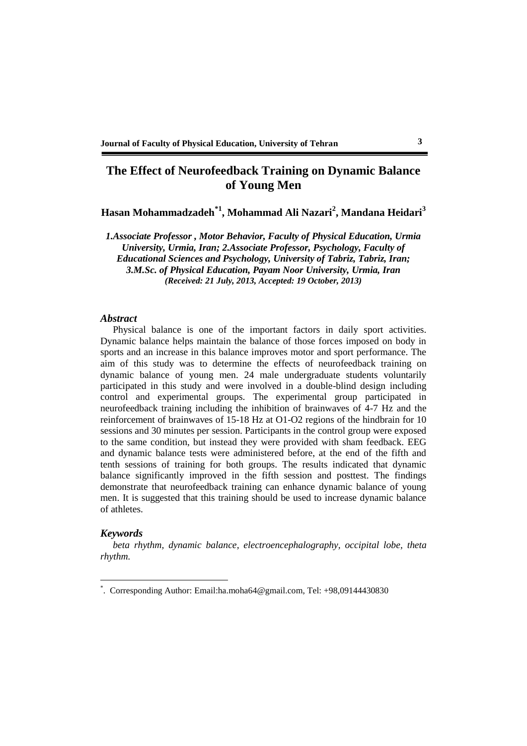# The Effect of Neurofeedback Training on Dynamic Balance of Young Men

**Hasan Mohammadzadeh[*1], Mohammad Ali Nazari[2], Mandana Heidari[3]**

*1.Associate Professor , Motor Behavior, Faculty of Physical Education, Urmia University, Urmia, Iran; 2.Associate Professor, Psychology, Faculty of Educational Sciences and Psychology, University of Tabriz, Tabriz, Iran; 3.M.Sc. of Physical Education, Payam Noor University, Urmia, Iran*
***(Received: 21 July, 2013, Accepted: 19 October, 2013)***

### *Abstract*

Physical balance is one of the important factors in daily sport activities. Dynamic balance helps maintain the balance of those forces imposed on body in sports and an increase in this balance improves motor and sport performance. The aim of this study was to determine the effects of neurofeedback training on dynamic balance of young men. 24 male undergraduate students voluntarily participated in this study and were involved in a double-blind design including control and experimental groups. The experimental group participated in neurofeedback training including the inhibition of brainwaves of 4-7 Hz and the reinforcement of brainwaves of 15-18 Hz at O1-O2 regions of the hindbrain for 10 sessions and 30 minutes per session. Participants in the control group were exposed to the same condition, but instead they were provided with sham feedback. EEG and dynamic balance tests were administered before, at the end of the fifth and tenth sessions of training for both groups. The results indicated that dynamic balance significantly improved in the fifth session and posttest. The findings demonstrate that neurofeedback training can enhance dynamic balance of young men. It is suggested that this training should be used to increase dynamic balance of athletes.

### *Keywords*

*beta rhythm, dynamic balance, electroencephalography, occipital lobe, theta rhythm.*

---

[*]. Corresponding Author: Email:ha.moha64@gmail.com, Tel: +98,09144430830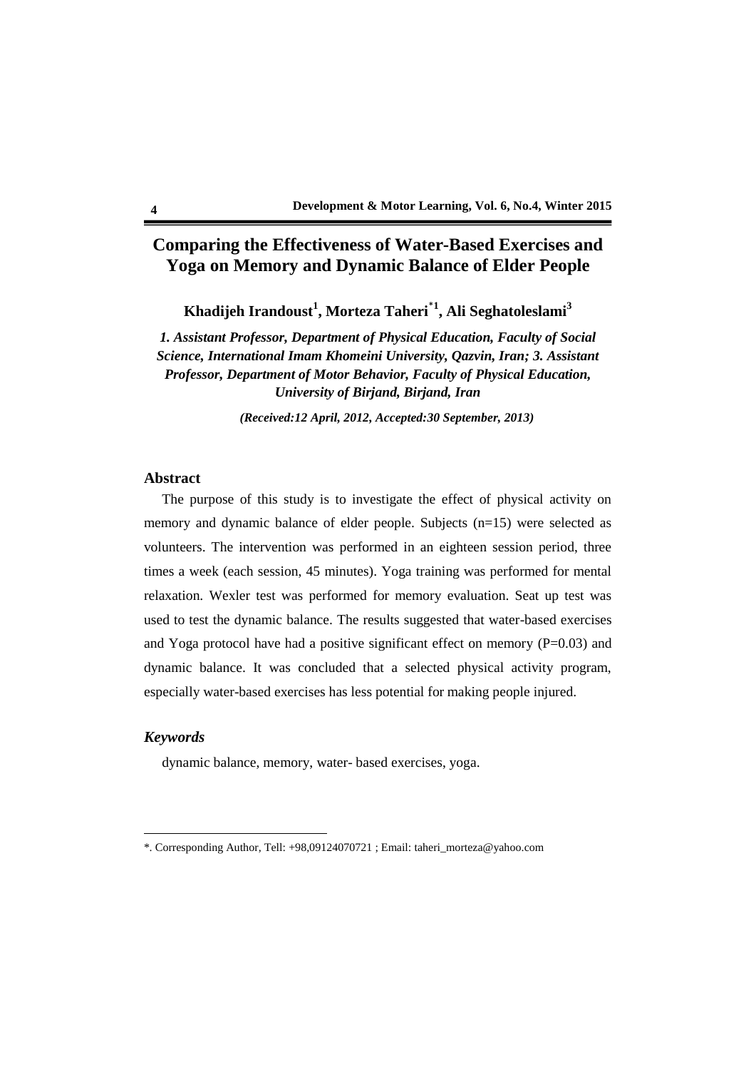# Comparing the Effectiveness of Water-Based Exercises and Yoga on Memory and Dynamic Balance of Elder People

**Khadijeh Irandoust[1], Morteza Taheri[*1], Ali Seghatoleslami[3]**

***1. Assistant Professor, Department of Physical Education, Faculty of Social Science, International Imam Khomeini University, Qazvin, Iran; 3. Assistant Professor, Department of Motor Behavior, Faculty of Physical Education, University of Birjand, Birjand, Iran***

***(Received:12 April, 2012, Accepted:30 September, 2013)***

## Abstract

The purpose of this study is to investigate the effect of physical activity on memory and dynamic balance of elder people. Subjects (n=15) were selected as volunteers. The intervention was performed in an eighteen session period, three times a week (each session, 45 minutes). Yoga training was performed for mental relaxation. Wexler test was performed for memory evaluation. Seat up test was used to test the dynamic balance. The results suggested that water-based exercises and Yoga protocol have had a positive significant effect on memory (P=0.03) and dynamic balance. It was concluded that a selected physical activity program, especially water-based exercises has less potential for making people injured.

## *Keywords*

dynamic balance, memory, water- based exercises, yoga.

---

*. Corresponding Author, Tell: +98,09124070721 ; Email: taheri_morteza@yahoo.com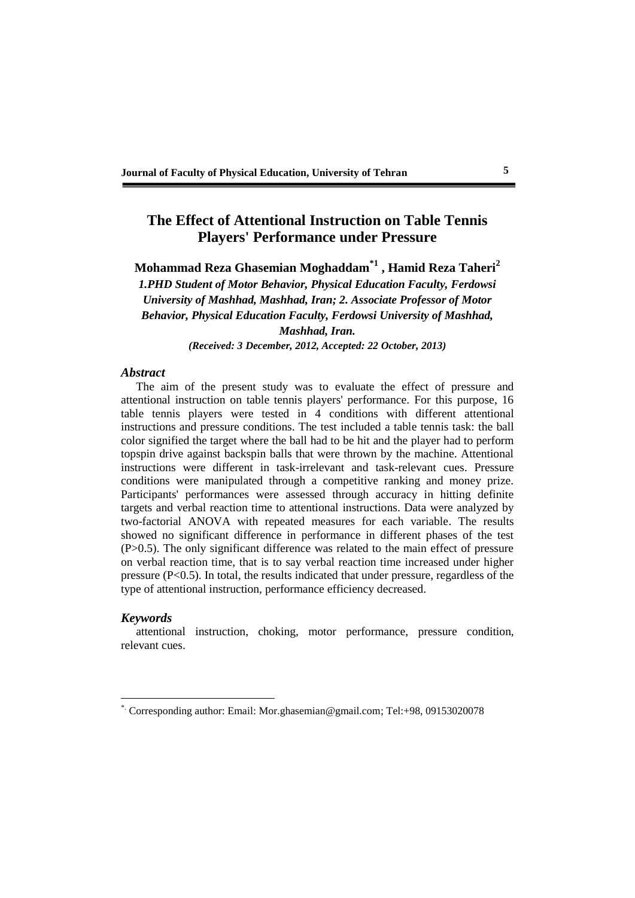# The Effect of Attentional Instruction on Table Tennis Players' Performance under Pressure

**Mohammad Reza Ghasemian Moghaddam[*1], Hamid Reza Taheri[2]**

***1.PHD Student of Motor Behavior, Physical Education Faculty, Ferdowsi University of Mashhad, Mashhad, Iran; 2. Associate Professor of Motor Behavior, Physical Education Faculty, Ferdowsi University of Mashhad, Mashhad, Iran.***

***(Received: 3 December, 2012, Accepted: 22 October, 2013)***

### *Abstract*

The aim of the present study was to evaluate the effect of pressure and attentional instruction on table tennis players' performance. For this purpose, 16 table tennis players were tested in 4 conditions with different attentional instructions and pressure conditions. The test included a table tennis task: the ball color signified the target where the ball had to be hit and the player had to perform topspin drive against backspin balls that were thrown by the machine. Attentional instructions were different in task-irrelevant and task-relevant cues. Pressure conditions were manipulated through a competitive ranking and money prize. Participants' performances were assessed through accuracy in hitting definite targets and verbal reaction time to attentional instructions. Data were analyzed by two-factorial ANOVA with repeated measures for each variable. The results showed no significant difference in performance in different phases of the test ($P>0.5$). The only significant difference was related to the main effect of pressure on verbal reaction time, that is to say verbal reaction time increased under higher pressure ($P<0.5$). In total, the results indicated that under pressure, regardless of the type of attentional instruction, performance efficiency decreased.

### *Keywords*

attentional instruction, choking, motor performance, pressure condition, relevant cues.

---

[*] Corresponding author: Email: Mor.ghasemian@gmail.com; Tel:+98, 09153020078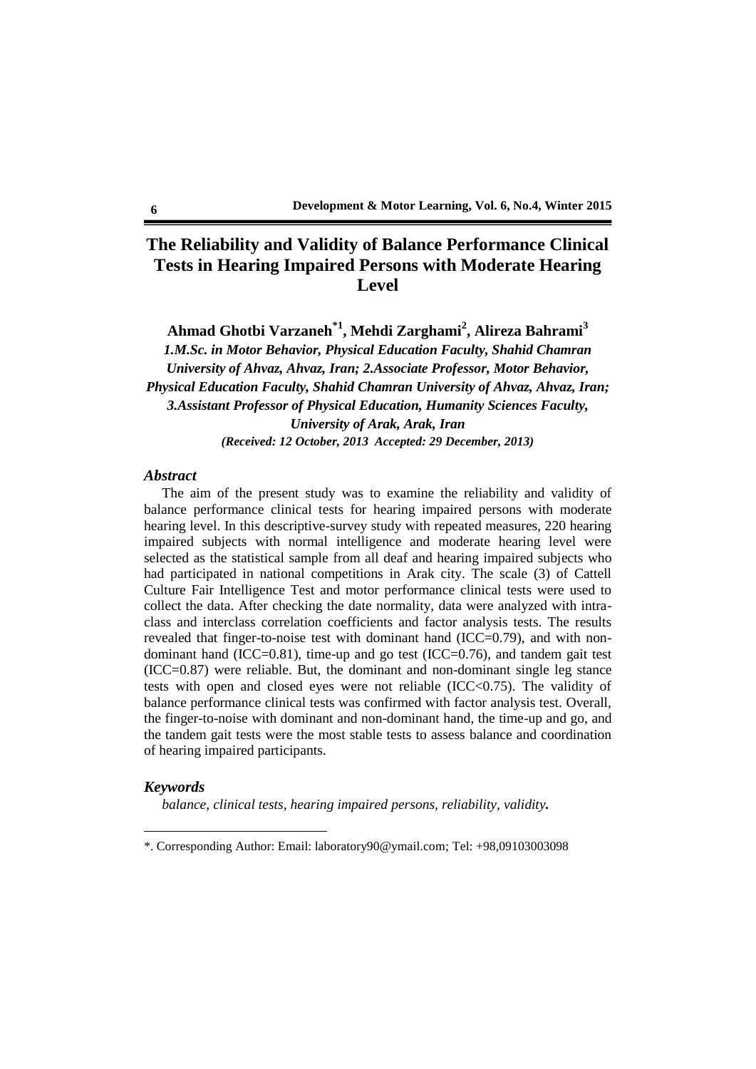# The Reliability and Validity of Balance Performance Clinical Tests in Hearing Impaired Persons with Moderate Hearing Level

**Ahmad Ghotbi Varzaneh[*1], Mehdi Zarghami[2], Alireza Bahrami[3]**

***1.M.Sc. in Motor Behavior, Physical Education Faculty, Shahid Chamran University of Ahvaz, Ahvaz, Iran; 2.Associate Professor, Motor Behavior, Physical Education Faculty, Shahid Chamran University of Ahvaz, Ahvaz, Iran; 3.Assistant Professor of Physical Education, Humanity Sciences Faculty, University of Arak, Arak, Iran***

***(Received: 12 October, 2013 Accepted: 29 December, 2013)***

### *Abstract*

The aim of the present study was to examine the reliability and validity of balance performance clinical tests for hearing impaired persons with moderate hearing level. In this descriptive-survey study with repeated measures, 220 hearing impaired subjects with normal intelligence and moderate hearing level were selected as the statistical sample from all deaf and hearing impaired subjects who had participated in national competitions in Arak city. The scale (3) of Cattell Culture Fair Intelligence Test and motor performance clinical tests were used to collect the data. After checking the date normality, data were analyzed with intra-class and interclass correlation coefficients and factor analysis tests. The results revealed that finger-to-noise test with dominant hand (ICC=0.79), and with non-dominant hand (ICC=0.81), time-up and go test (ICC=0.76), and tandem gait test (ICC=0.87) were reliable. But, the dominant and non-dominant single leg stance tests with open and closed eyes were not reliable (ICC<0.75). The validity of balance performance clinical tests was confirmed with factor analysis test. Overall, the finger-to-noise with dominant and non-dominant hand, the time-up and go, and the tandem gait tests were the most stable tests to assess balance and coordination of hearing impaired participants.

### *Keywords*

*balance, clinical tests, hearing impaired persons, reliability, validity.*

---

*. Corresponding Author: Email: laboratory90@ymail.com; Tel: +98,09103003098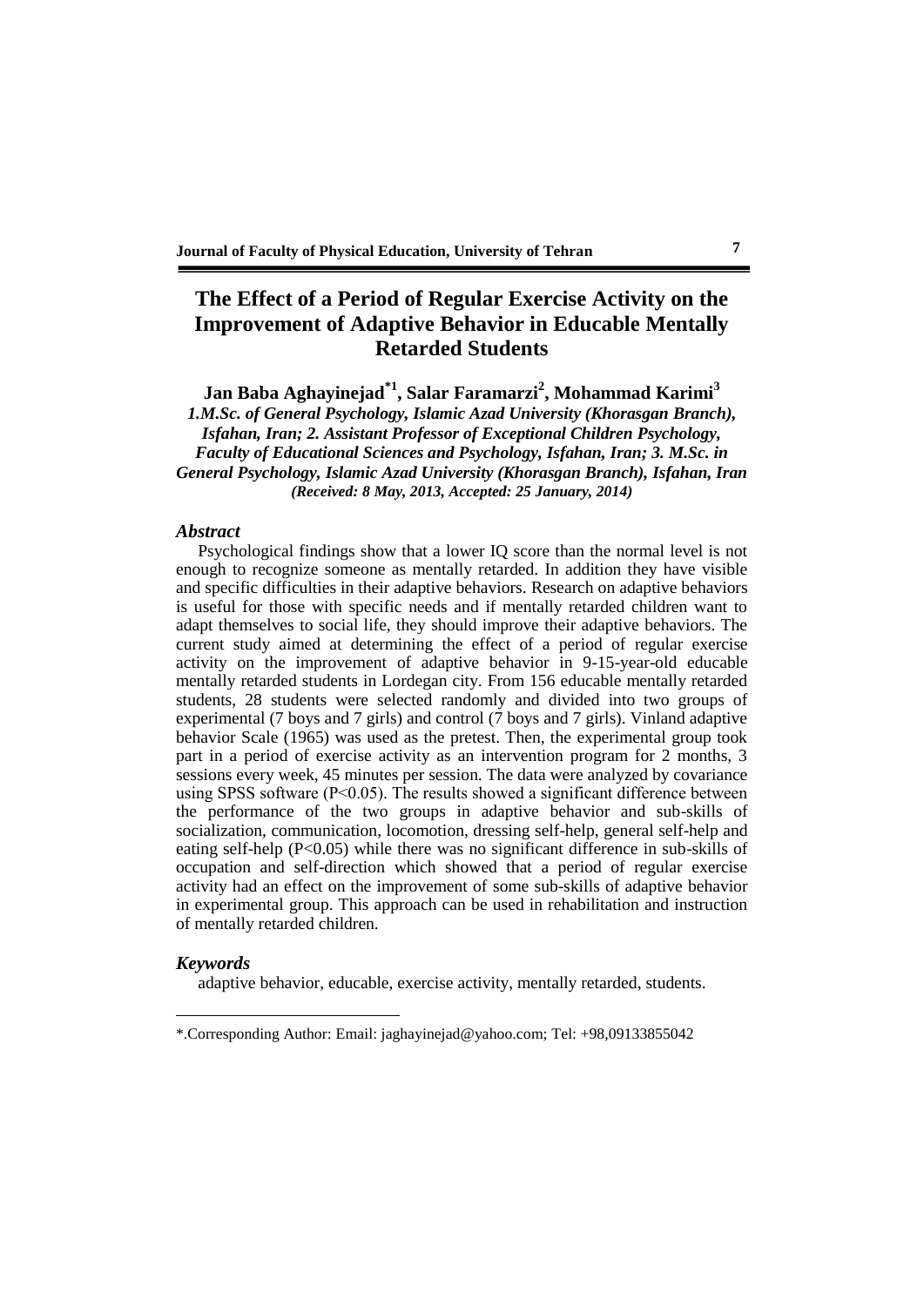# The Effect of a Period of Regular Exercise Activity on the Improvement of Adaptive Behavior in Educable Mentally Retarded Students

**Jan Baba Aghayinejad[*1], Salar Faramarzi[2], Mohammad Karimi[3]**

***1.M.Sc. of General Psychology, Islamic Azad University (Khorasgan Branch), Isfahan, Iran; 2. Assistant Professor of Exceptional Children Psychology, Faculty of Educational Sciences and Psychology, Isfahan, Iran; 3. M.Sc. in General Psychology, Islamic Azad University (Khorasgan Branch), Isfahan, Iran***

***(Received: 8 May, 2013, Accepted: 25 January, 2014)***

### *Abstract*

Psychological findings show that a lower IQ score than the normal level is not enough to recognize someone as mentally retarded. In addition they have visible and specific difficulties in their adaptive behaviors. Research on adaptive behaviors is useful for those with specific needs and if mentally retarded children want to adapt themselves to social life, they should improve their adaptive behaviors. The current study aimed at determining the effect of a period of regular exercise activity on the improvement of adaptive behavior in 9-15-year-old educable mentally retarded students in Lordegan city. From 156 educable mentally retarded students, 28 students were selected randomly and divided into two groups of experimental (7 boys and 7 girls) and control (7 boys and 7 girls). Vinland adaptive behavior Scale (1965) was used as the pretest. Then, the experimental group took part in a period of exercise activity as an intervention program for 2 months, 3 sessions every week, 45 minutes per session. The data were analyzed by covariance using SPSS software ($P<0.05$). The results showed a significant difference between the performance of the two groups in adaptive behavior and sub-skills of socialization, communication, locomotion, dressing self-help, general self-help and eating self-help ($P<0.05$) while there was no significant difference in sub-skills of occupation and self-direction which showed that a period of regular exercise activity had an effect on the improvement of some sub-skills of adaptive behavior in experimental group. This approach can be used in rehabilitation and instruction of mentally retarded children.

### *Keywords*

adaptive behavior, educable, exercise activity, mentally retarded, students.

---

*.Corresponding Author: Email: jaghayinejad@yahoo.com; Tel: +98,09133855042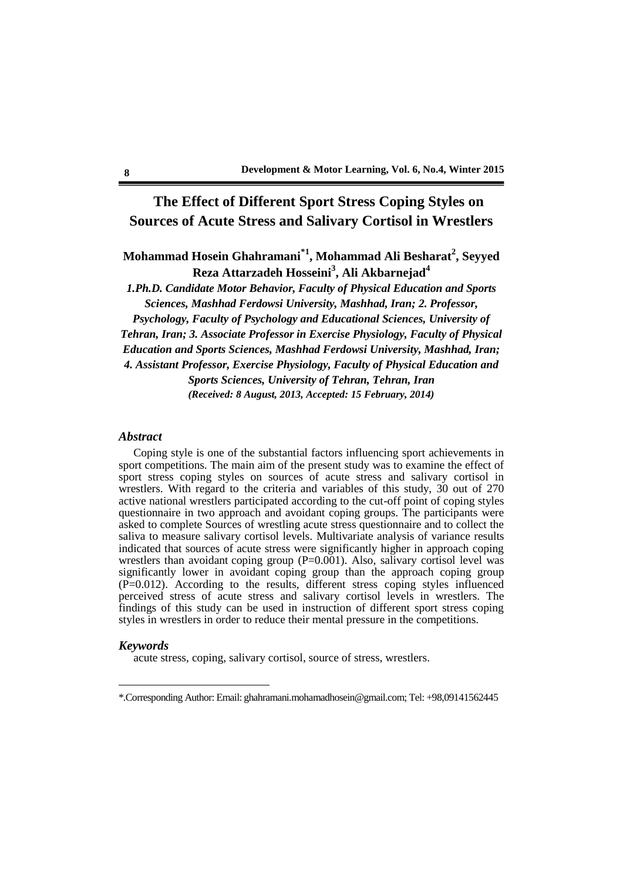# The Effect of Different Sport Stress Coping Styles on Sources of Acute Stress and Salivary Cortisol in Wrestlers

**Mohammad Hosein Ghahramani[*1], Mohammad Ali Besharat[2], Seyyed Reza Attarzadeh Hosseini[3], Ali Akbarnejad[4]**

***1.Ph.D. Candidate Motor Behavior, Faculty of Physical Education and Sports Sciences, Mashhad Ferdowsi University, Mashhad, Iran; 2. Professor, Psychology, Faculty of Psychology and Educational Sciences, University of Tehran, Iran; 3. Associate Professor in Exercise Physiology, Faculty of Physical Education and Sports Sciences, Mashhad Ferdowsi University, Mashhad, Iran; 4. Assistant Professor, Exercise Physiology, Faculty of Physical Education and Sports Sciences, University of Tehran, Tehran, Iran***

***(Received: 8 August, 2013, Accepted: 15 February, 2014)***

### *Abstract*

Coping style is one of the substantial factors influencing sport achievements in sport competitions. The main aim of the present study was to examine the effect of sport stress coping styles on sources of acute stress and salivary cortisol in wrestlers. With regard to the criteria and variables of this study, 30 out of 270 active national wrestlers participated according to the cut-off point of coping styles questionnaire in two approach and avoidant coping groups. The participants were asked to complete Sources of wrestling acute stress questionnaire and to collect the saliva to measure salivary cortisol levels. Multivariate analysis of variance results indicated that sources of acute stress were significantly higher in approach coping wrestlers than avoidant coping group (P=0.001). Also, salivary cortisol level was significantly lower in avoidant coping group than the approach coping group (P=0.012). According to the results, different stress coping styles influenced perceived stress of acute stress and salivary cortisol levels in wrestlers. The findings of this study can be used in instruction of different sport stress coping styles in wrestlers in order to reduce their mental pressure in the competitions.

### *Keywords*

acute stress, coping, salivary cortisol, source of stress, wrestlers.

*.Corresponding Author: Email: ghahramani.mohamadhosein@gmail.com; Tel: +98,09141562445